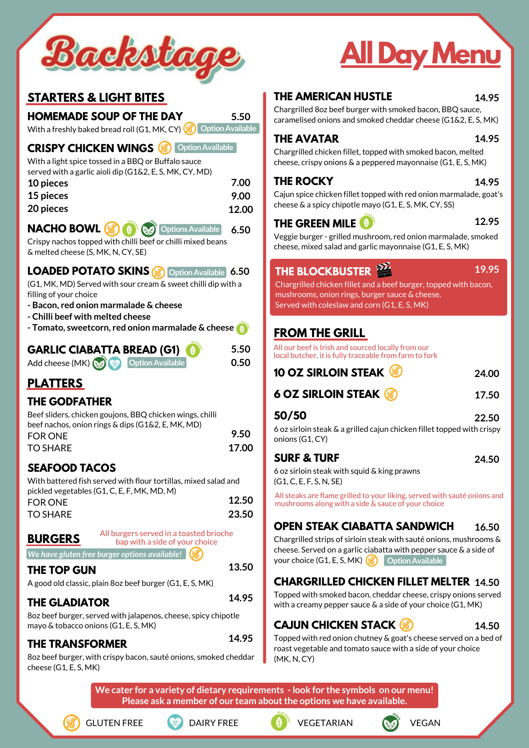# Backstage

# All Day Menu

## STARTERS & LIGHT BITES

### HOMEMADE SOUP OF THE DAY — 5.50
With a freshly baked bread roll (G1, MK, CY) Option Available

### CRISPY CHICKEN WINGS — Option Available
With a light spice tossed in a BBQ or Buffalo sauce served with a garlic aioli dip (G1&2, E, S, MK, CY, MD)

| | |
|---|---|
| 10 pieces | 7.00 |
| 15 pieces | 9.00 |
| 20 pieces | 12.00 |

### NACHO BOWL — Options Available — 6.50
Crispy nachos topped with chilli beef or chilli mixed beans & melted cheese (S, MK, N, CY, SE)

### LOADED POTATO SKINS — Option Available — 6.50
(G1, MK, MD) Served with sour cream & sweet chilli dip with a filling of your choice

- Bacon, red onion marmalade & cheese
- Chilli beef with melted cheese
- Tomato, sweetcorn, red onion marmalade & cheese

### GARLIC CIABATTA BREAD (G1) — 5.50
Add cheese (MK) Option Available — 0.50

## PLATTERS

### THE GODFATHER
Beef sliders, chicken goujons, BBQ chicken wings, chilli beef nachos, onion rings & dips (G1&2, E, MK, MD)

| | |
|---|---|
| FOR ONE | 9.50 |
| TO SHARE | 17.00 |

### SEAFOOD TACOS
With battered fish served with flour tortillas, mixed salad and pickled vegetables (G1, C, E, F, MK, MD, M)

| | |
|---|---|
| FOR ONE | 12.50 |
| TO SHARE | 23.50 |

## BURGERS

All burgers served in a toasted brioche bap with a side of your choice

*We have gluten free burger options available!*

### THE TOP GUN — 13.50
A good old classic, plain 8oz beef burger (G1, E, S, MK)

### THE GLADIATOR — 14.95
8oz beef burger, served with jalapenos, cheese, spicy chipotle mayo & tobacco onions (G1, E, S, MK)

### THE TRANSFORMER — 14.95
8oz beef burger, with crispy bacon, sauté onions, smoked cheddar cheese (G1, E, S, MK)

### THE AMERICAN HUSTLE — 14.95
Chargrilled 8oz beef burger with smoked bacon, BBQ sauce, caramelised onions and smoked cheddar cheese (G1&2, E, S, MK)

### THE AVATAR — 14.95
Chargrilled chicken fillet, topped with smoked bacon, melted cheese, crispy onions & a peppered mayonnaise (G1, E, S, MK)

### THE ROCKY — 14.95
Cajun spice chicken fillet topped with red onion marmalade, goat's cheese & a spicy chipotle mayo (G1, E, S, MK, CY, SS)

### THE GREEN MILE — 12.95
Veggie burger - grilled mushroom, red onion marmalade, smoked cheese, mixed salad and garlic mayonnaise (G1, E, S, MK)

### THE BLOCKBUSTER — 19.95
Chargrilled chicken fillet and a beef burger, topped with bacon, mushrooms, onion rings, burger sauce & cheese.
Served with coleslaw and corn (G1, E, S, MK)

## FROM THE GRILL

All our beef is Irish and sourced locally from our local butcher, it is fully traceable from farm to fork

### 10 OZ SIRLOIN STEAK — 24.00

### 6 OZ SIRLOIN STEAK — 17.50

### 50/50 — 22.50
6 oz sirloin steak & a grilled cajun chicken fillet topped with crispy onions (G1, CY)

### SURF & TURF — 24.50
6 oz sirloin steak with squid & king prawns (G1, C, E, F, S, N, SE)

All steaks are flame grilled to your liking, served with sauté onions and mushrooms along with a side & sauce of your choice

### OPEN STEAK CIABATTA SANDWICH — 16.50
Chargrilled strips of sirloin steak with sauté onions, mushrooms & cheese. Served on a garlic ciabatta with pepper sauce & a side of your choice (G1, E, S, MK) Option Available

### CHARGRILLED CHICKEN FILLET MELTER — 14.50
Topped with smoked bacon, cheddar cheese, crispy onions served with a creamy pepper sauce & a side of your choice (G1, MK)

### CAJUN CHICKEN STACK — 14.50
Topped with red onion chutney & goat's cheese served on a bed of roast vegetable and tomato sauce with a side of your choice (MK, N, CY)

**We cater for a variety of dietary requirements - look for the symbols on our menu! Please ask a member of our team about the options we have available.**

GLUTEN FREE | DAIRY FREE | VEGETARIAN | VEGAN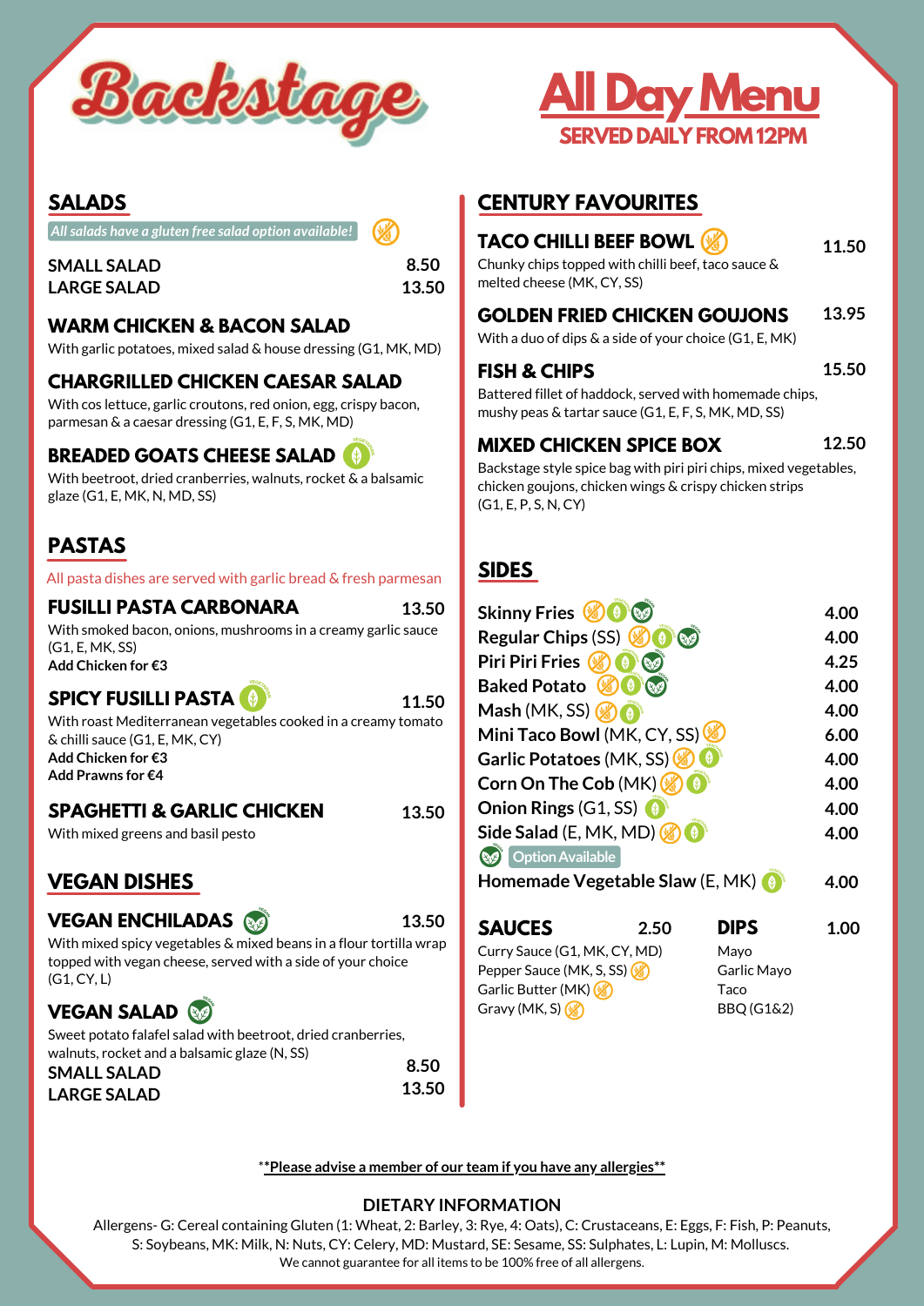# Backstage

## All Day Menu

**SERVED DAILY FROM 12PM**

## SALADS

*All salads have a gluten free salad option available!*

| | |
|---|---|
| SMALL SALAD | 8.50 |
| LARGE SALAD | 13.50 |

### WARM CHICKEN & BACON SALAD

With garlic potatoes, mixed salad & house dressing (G1, MK, MD)

### CHARGRILLED CHICKEN CAESAR SALAD

With cos lettuce, garlic croutons, red onion, egg, crispy bacon, parmesan & a caesar dressing (G1, E, F, S, MK, MD)

### BREADED GOATS CHEESE SALAD

With beetroot, dried cranberries, walnuts, rocket & a balsamic glaze (G1, E, MK, N, MD, SS)

## PASTAS

All pasta dishes are served with garlic bread & fresh parmesan

### FUSILLI PASTA CARBONARA — 13.50

With smoked bacon, onions, mushrooms in a creamy garlic sauce (G1, E, MK, SS)

**Add Chicken for €3**

### SPICY FUSILLI PASTA — 11.50

With roast Mediterranean vegetables cooked in a creamy tomato & chilli sauce (G1, E, MK, CY)

**Add Chicken for €3**

**Add Prawns for €4**

### SPAGHETTI & GARLIC CHICKEN — 13.50

With mixed greens and basil pesto

## VEGAN DISHES

### VEGAN ENCHILADAS — 13.50

With mixed spicy vegetables & mixed beans in a flour tortilla wrap topped with vegan cheese, served with a side of your choice (G1, CY, L)

### VEGAN SALAD

Sweet potato falafel salad with beetroot, dried cranberries, walnuts, rocket and a balsamic glaze (N, SS)

| | |
|---|---|
| SMALL SALAD | 8.50 |
| LARGE SALAD | 13.50 |

## CENTURY FAVOURITES

### TACO CHILLI BEEF BOWL — 11.50

Chunky chips topped with chilli beef, taco sauce & melted cheese (MK, CY, SS)

### GOLDEN FRIED CHICKEN GOUJONS — 13.95

With a duo of dips & a side of your choice (G1, E, MK)

### FISH & CHIPS — 15.50

Battered fillet of haddock, served with homemade chips, mushy peas & tartar sauce (G1, E, F, S, MK, MD, SS)

### MIXED CHICKEN SPICE BOX — 12.50

Backstage style spice bag with piri piri chips, mixed vegetables, chicken goujons, chicken wings & crispy chicken strips (G1, E, P, S, N, CY)

## SIDES

| | |
|---|---|
| Skinny Fries | 4.00 |
| Regular Chips (SS) | 4.00 |
| Piri Piri Fries | 4.25 |
| Baked Potato | 4.00 |
| Mash (MK, SS) | 4.00 |
| Mini Taco Bowl (MK, CY, SS) | 6.00 |
| Garlic Potatoes (MK, SS) | 4.00 |
| Corn On The Cob (MK) | 4.00 |
| Onion Rings (G1, SS) | 4.00 |
| Side Salad (E, MK, MD) | 4.00 |
| Option Available | |
| Homemade Vegetable Slaw (E, MK) | 4.00 |

## SAUCES — 2.50

- Curry Sauce (G1, MK, CY, MD)
- Pepper Sauce (MK, S, SS)
- Garlic Butter (MK)
- Gravy (MK, S)

## DIPS — 1.00

- Mayo
- Garlic Mayo
- Taco
- BBQ (G1&2)

****Please advise a member of our team if you have any allergies****

**DIETARY INFORMATION**

Allergens- G: Cereal containing Gluten (1: Wheat, 2: Barley, 3: Rye, 4: Oats), C: Crustaceans, E: Eggs, F: Fish, P: Peanuts, S: Soybeans, MK: Milk, N: Nuts, CY: Celery, MD: Mustard, SE: Sesame, SS: Sulphates, L: Lupin, M: Molluscs.

We cannot guarantee for all items to be 100% free of all allergens.